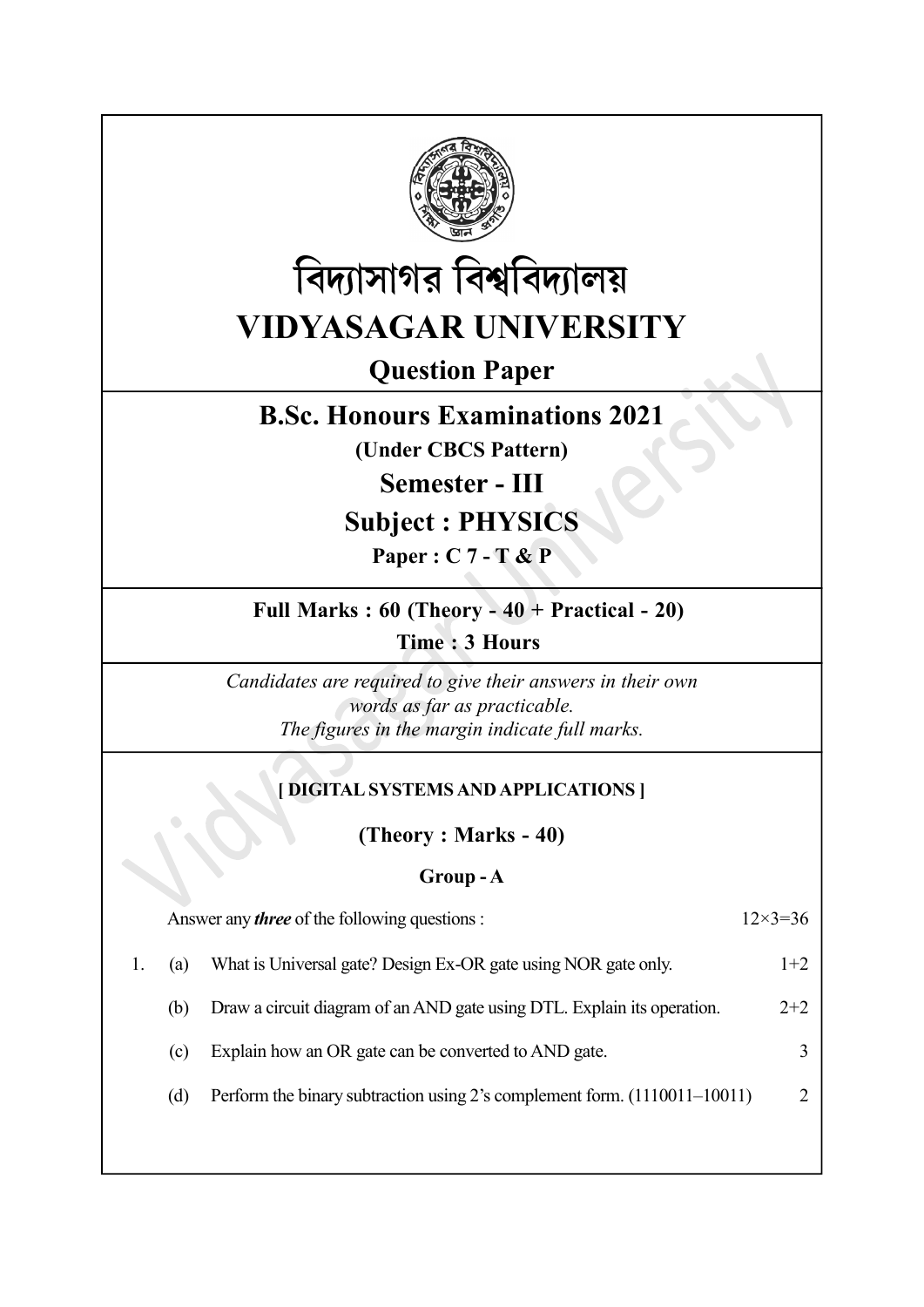# বিদ্যাসাগর বিশ্ববিদ্যালয়

# VIDYASAGAR UNIVERSITY

## Question Paper

## B.Sc. Honours Examinations 2021

**(Under CBCS Pattern)**

## Semester - III

## Subject : PHYSICS

**Paper : C 7 - T & P**

**Full Marks : 60 (Theory - 40 + Practical - 20)**

**Time : 3 Hours**

*Candidates are required to give their answers in their own words as far as practicable.*
*The figures in the margin indicate full marks.*

**[ DIGITAL SYSTEMS AND APPLICATIONS ]**

**(Theory : Marks - 40)**

**Group - A**

Answer any ***three*** of the following questions : 12×3=36

1. (a) What is Universal gate? Design Ex-OR gate using NOR gate only. 1+2

   (b) Draw a circuit diagram of an AND gate using DTL. Explain its operation. 2+2

   (c) Explain how an OR gate can be converted to AND gate. 3

   (d) Perform the binary subtraction using 2's complement form. (1110011–10011) 2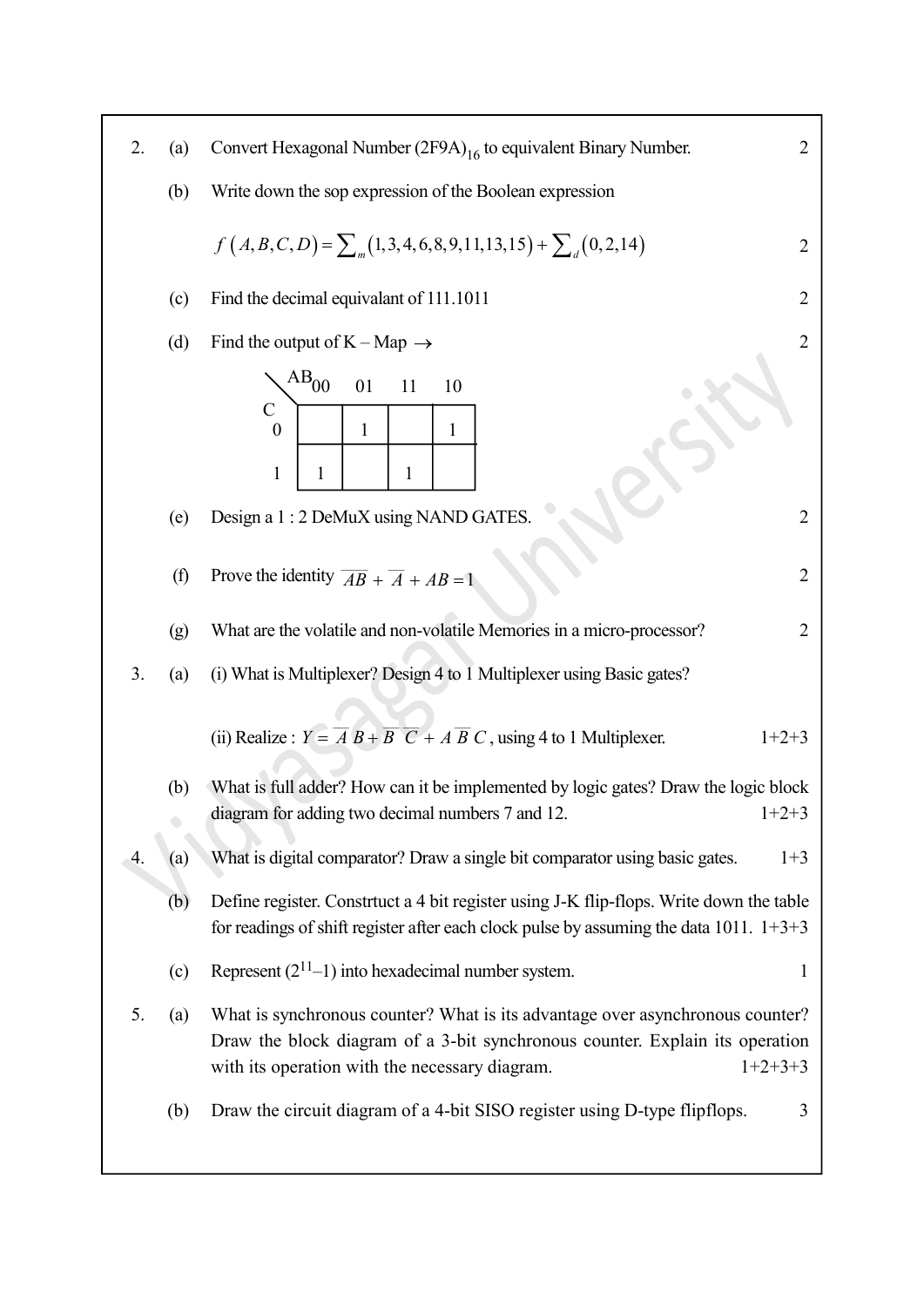2. (a) Convert Hexagonal Number $(2F9A)_{16}$ to equivalent Binary Number. 2

(b) Write down the sop expression of the Boolean expression

$$f(A,B,C,D) = \sum_m (1,3,4,6,8,9,11,13,15) + \sum_d (0,2,14)$$ 2

(c) Find the decimal equivalant of 111.1011 2

(d) Find the output of K – Map $\rightarrow$ 2

| C \ AB | 00 | 01 | 11 | 10 |
|---|---|---|---|---|
| 0 | | 1 | | 1 |
| 1 | 1 | | 1 | |

(e) Design a 1 : 2 DeMuX using NAND GATES. 2

(f) Prove the identity $\overline{AB} + \overline{A} + AB = 1$ 2

(g) What are the volatile and non-volatile Memories in a micro-processor? 2

3. (a) (i) What is Multiplexer? Design 4 to 1 Multiplexer using Basic gates?

(ii) Realize : $Y = \overline{A}\,B + \overline{B}\;\overline{C} + A\,\overline{B}\,C$, using 4 to 1 Multiplexer. 1+2+3

(b) What is full adder? How can it be implemented by logic gates? Draw the logic block diagram for adding two decimal numbers 7 and 12. 1+2+3

4. (a) What is digital comparator? Draw a single bit comparator using basic gates. 1+3

(b) Define register. Constrtuct a 4 bit register using J-K flip-flops. Write down the table for readings of shift register after each clock pulse by assuming the data 1011. 1+3+3

(c) Represent $(2^{11}-1)$ into hexadecimal number system. 1

5. (a) What is synchronous counter? What is its advantage over asynchronous counter? Draw the block diagram of a 3-bit synchronous counter. Explain its operation with its operation with the necessary diagram. 1+2+3+3

(b) Draw the circuit diagram of a 4-bit SISO register using D-type flipflops. 3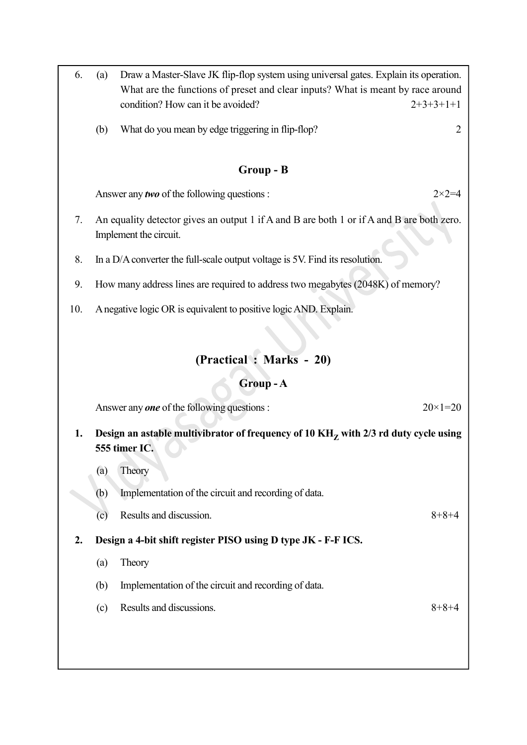6. (a) Draw a Master-Slave JK flip-flop system using universal gates. Explain its operation. What are the functions of preset and clear inputs? What is meant by race around condition? How can it be avoided? 2+3+3+1+1

   (b) What do you mean by edge triggering in flip-flop? 2

## Group - B

Answer any ***two*** of the following questions : 2×2=4

7. An equality detector gives an output 1 if A and B are both 1 or if A and B are both zero. Implement the circuit.

8. In a D/A converter the full-scale output voltage is 5V. Find its resolution.

9. How many address lines are required to address two megabytes (2048K) of memory?

10. A negative logic OR is equivalent to positive logic AND. Explain.

# (Practical : Marks - 20)

## Group - A

Answer any ***one*** of the following questions : 20×1=20

**1. Design an astable multivibrator of frequency of 10 $KH_Z$ with 2/3 rd duty cycle using 555 timer IC.**

   (a) Theory

   (b) Implementation of the circuit and recording of data.

   (c) Results and discussion. 8+8+4

**2. Design a 4-bit shift register PISO using D type JK - F-F ICS.**

   (a) Theory

   (b) Implementation of the circuit and recording of data.

   (c) Results and discussions. 8+8+4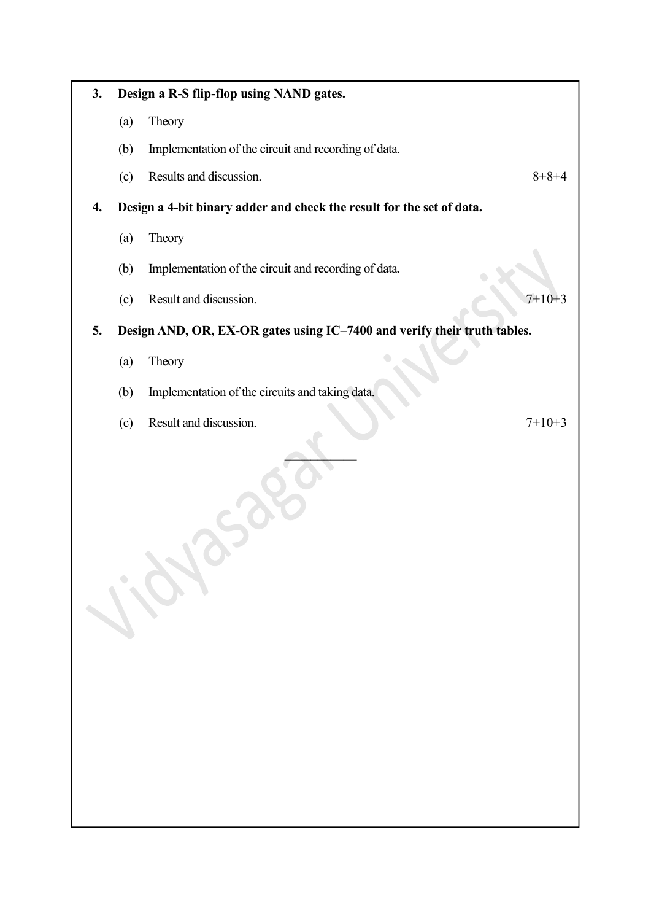**3. Design a R-S flip-flop using NAND gates.**

(a) Theory

(b) Implementation of the circuit and recording of data.

(c) Results and discussion. 8+8+4

**4. Design a 4-bit binary adder and check the result for the set of data.**

(a) Theory

(b) Implementation of the circuit and recording of data.

(c) Result and discussion. 7+10+3

**5. Design AND, OR, EX-OR gates using IC–7400 and verify their truth tables.**

(a) Theory

(b) Implementation of the circuits and taking data.

(c) Result and discussion. 7+10+3

———————